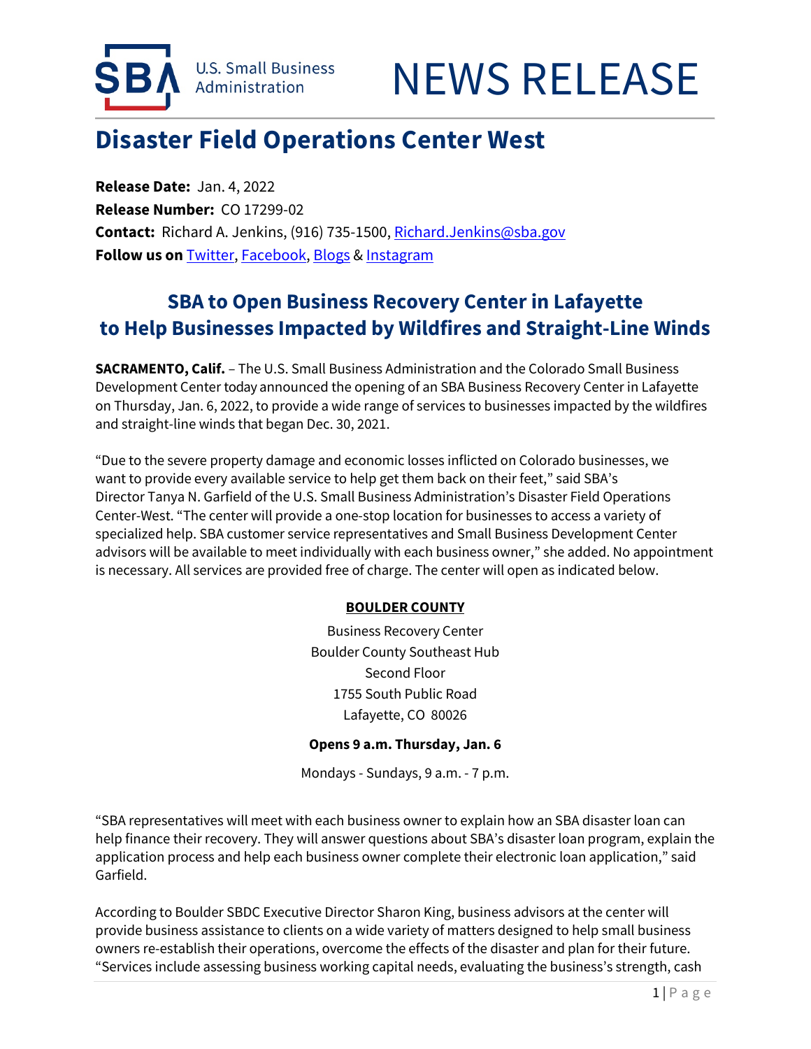U.S. Small Business Administration

# NEWS RELEASE

## Disaster Field Operations Center West

**Release Date:** Jan. 4, 2022
**Release Number:** CO 17299-02
**Contact:** Richard A. Jenkins, (916) 735-1500, Richard.Jenkins@sba.gov
**Follow us on** Twitter, Facebook, Blogs & Instagram

### SBA to Open Business Recovery Center in Lafayette to Help Businesses Impacted by Wildfires and Straight-Line Winds

**SACRAMENTO, Calif.** – The U.S. Small Business Administration and the Colorado Small Business Development Center today announced the opening of an SBA Business Recovery Center in Lafayette on Thursday, Jan. 6, 2022, to provide a wide range of services to businesses impacted by the wildfires and straight-line winds that began Dec. 30, 2021.

"Due to the severe property damage and economic losses inflicted on Colorado businesses, we want to provide every available service to help get them back on their feet," said SBA's Director Tanya N. Garfield of the U.S. Small Business Administration's Disaster Field Operations Center-West. "The center will provide a one-stop location for businesses to access a variety of specialized help. SBA customer service representatives and Small Business Development Center advisors will be available to meet individually with each business owner," she added. No appointment is necessary. All services are provided free of charge. The center will open as indicated below.

**BOULDER COUNTY**

Business Recovery Center
Boulder County Southeast Hub
Second Floor
1755 South Public Road
Lafayette, CO 80026

**Opens 9 a.m. Thursday, Jan. 6**

Mondays - Sundays, 9 a.m. - 7 p.m.

"SBA representatives will meet with each business owner to explain how an SBA disaster loan can help finance their recovery. They will answer questions about SBA's disaster loan program, explain the application process and help each business owner complete their electronic loan application," said Garfield.

According to Boulder SBDC Executive Director Sharon King, business advisors at the center will provide business assistance to clients on a wide variety of matters designed to help small business owners re-establish their operations, overcome the effects of the disaster and plan for their future. "Services include assessing business working capital needs, evaluating the business's strength, cash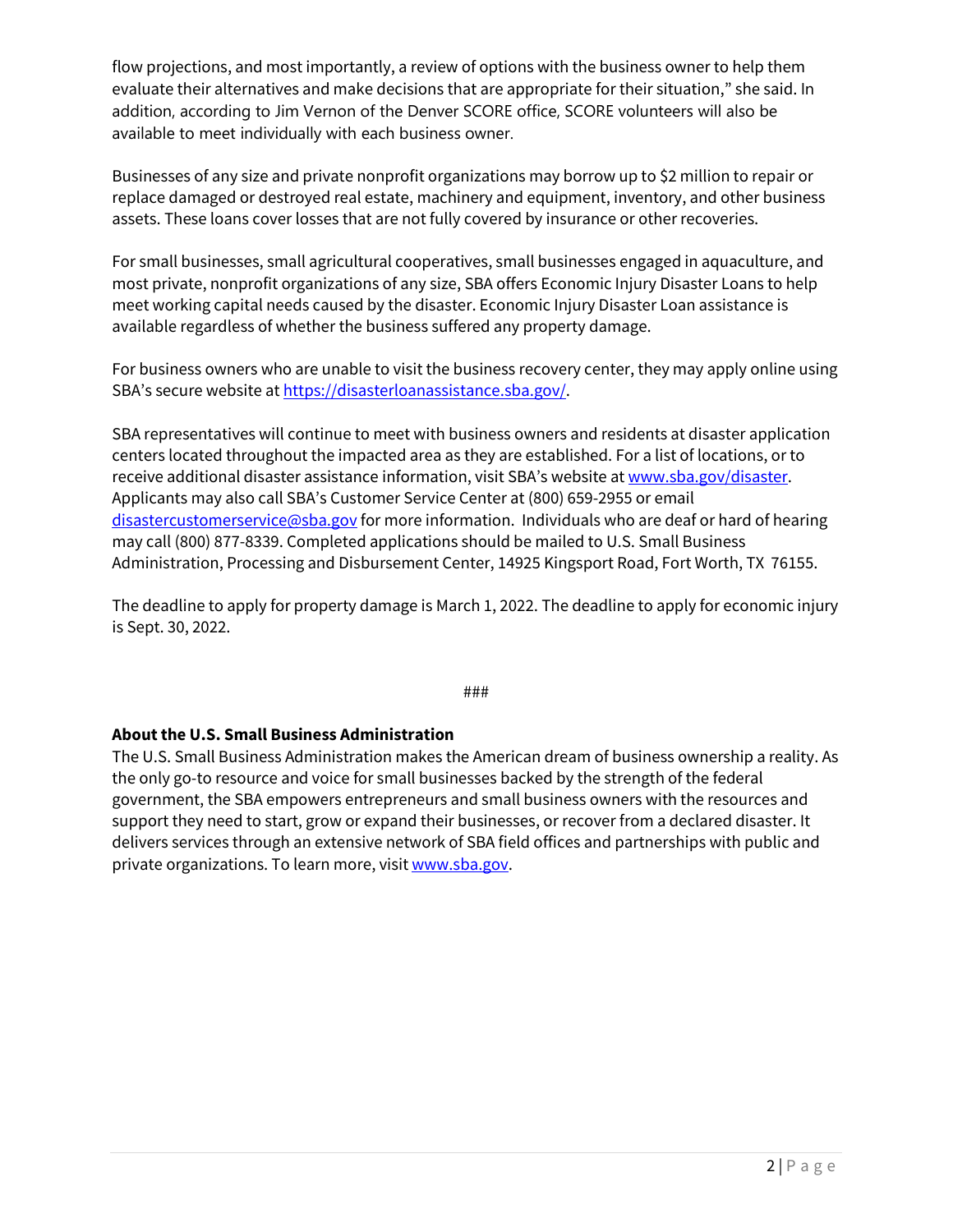flow projections, and most importantly, a review of options with the business owner to help them evaluate their alternatives and make decisions that are appropriate for their situation," she said. In addition, according to Jim Vernon of the Denver SCORE office, SCORE volunteers will also be available to meet individually with each business owner.

Businesses of any size and private nonprofit organizations may borrow up to $2 million to repair or replace damaged or destroyed real estate, machinery and equipment, inventory, and other business assets. These loans cover losses that are not fully covered by insurance or other recoveries.

For small businesses, small agricultural cooperatives, small businesses engaged in aquaculture, and most private, nonprofit organizations of any size, SBA offers Economic Injury Disaster Loans to help meet working capital needs caused by the disaster. Economic Injury Disaster Loan assistance is available regardless of whether the business suffered any property damage.

For business owners who are unable to visit the business recovery center, they may apply online using SBA's secure website at [https://disasterloanassistance.sba.gov/](https://disasterloanassistance.sba.gov/).

SBA representatives will continue to meet with business owners and residents at disaster application centers located throughout the impacted area as they are established. For a list of locations, or to receive additional disaster assistance information, visit SBA's website at [www.sba.gov/disaster](www.sba.gov/disaster). Applicants may also call SBA's Customer Service Center at (800) 659-2955 or email [disastercustomerservice@sba.gov](mailto:disastercustomerservice@sba.gov) for more information. Individuals who are deaf or hard of hearing may call (800) 877-8339. Completed applications should be mailed to U.S. Small Business Administration, Processing and Disbursement Center, 14925 Kingsport Road, Fort Worth, TX 76155.

The deadline to apply for property damage is March 1, 2022. The deadline to apply for economic injury is Sept. 30, 2022.

###

**About the U.S. Small Business Administration**
The U.S. Small Business Administration makes the American dream of business ownership a reality. As the only go-to resource and voice for small businesses backed by the strength of the federal government, the SBA empowers entrepreneurs and small business owners with the resources and support they need to start, grow or expand their businesses, or recover from a declared disaster. It delivers services through an extensive network of SBA field offices and partnerships with public and private organizations. To learn more, visit [www.sba.gov](www.sba.gov).